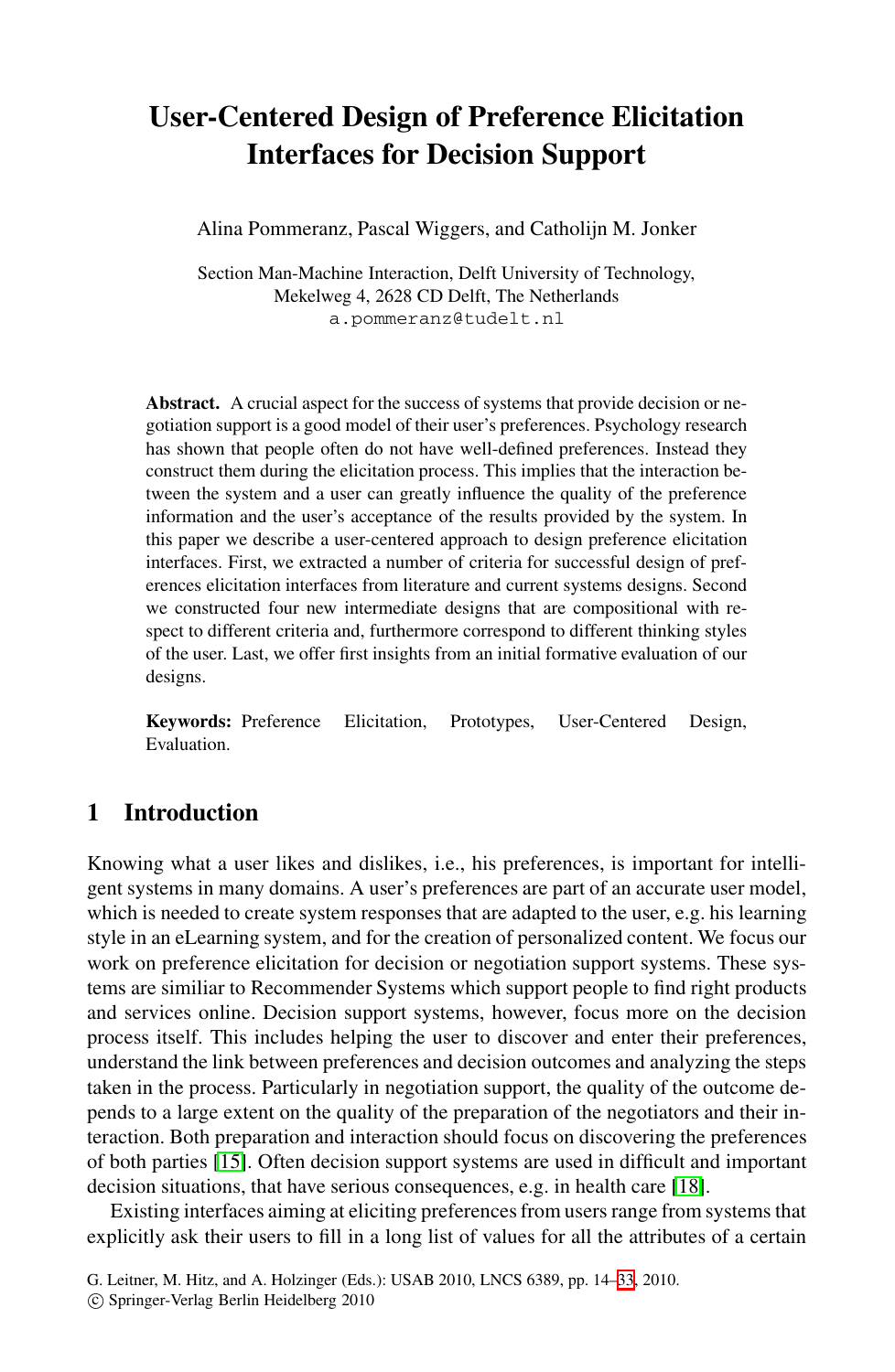# User-Centered Design of Preference Elicitation Interfaces for Decision Support

Alina Pommeranz, Pascal Wiggers, and Catholijn M. Jonker

Section Man-Machine Interaction, Delft University of Technology, Mekelweg 4, 2628 CD Delft, The Netherlands
a.pommeranz@tudelt.nl

**Abstract.** A crucial aspect for the success of systems that provide decision or negotiation support is a good model of their user's preferences. Psychology research has shown that people often do not have well-defined preferences. Instead they construct them during the elicitation process. This implies that the interaction between the system and a user can greatly influence the quality of the preference information and the user's acceptance of the results provided by the system. In this paper we describe a user-centered approach to design preference elicitation interfaces. First, we extracted a number of criteria for successful design of preferences elicitation interfaces from literature and current systems designs. Second we constructed four new intermediate designs that are compositional with respect to different criteria and, furthermore correspond to different thinking styles of the user. Last, we offer first insights from an initial formative evaluation of our designs.

**Keywords:** Preference Elicitation, Prototypes, User-Centered Design, Evaluation.

## 1 Introduction

Knowing what a user likes and dislikes, i.e., his preferences, is important for intelligent systems in many domains. A user's preferences are part of an accurate user model, which is needed to create system responses that are adapted to the user, e.g. his learning style in an eLearning system, and for the creation of personalized content. We focus our work on preference elicitation for decision or negotiation support systems. These systems are similiar to Recommender Systems which support people to find right products and services online. Decision support systems, however, focus more on the decision process itself. This includes helping the user to discover and enter their preferences, understand the link between preferences and decision outcomes and analyzing the steps taken in the process. Particularly in negotiation support, the quality of the outcome depends to a large extent on the quality of the preparation of the negotiators and their interaction. Both preparation and interaction should focus on discovering the preferences of both parties [15]. Often decision support systems are used in difficult and important decision situations, that have serious consequences, e.g. in health care [18].

Existing interfaces aiming at eliciting preferences from users range from systems that explicitly ask their users to fill in a long list of values for all the attributes of a certain

G. Leitner, M. Hitz, and A. Holzinger (Eds.): USAB 2010, LNCS 6389, pp. 14–33, 2010.
© Springer-Verlag Berlin Heidelberg 2010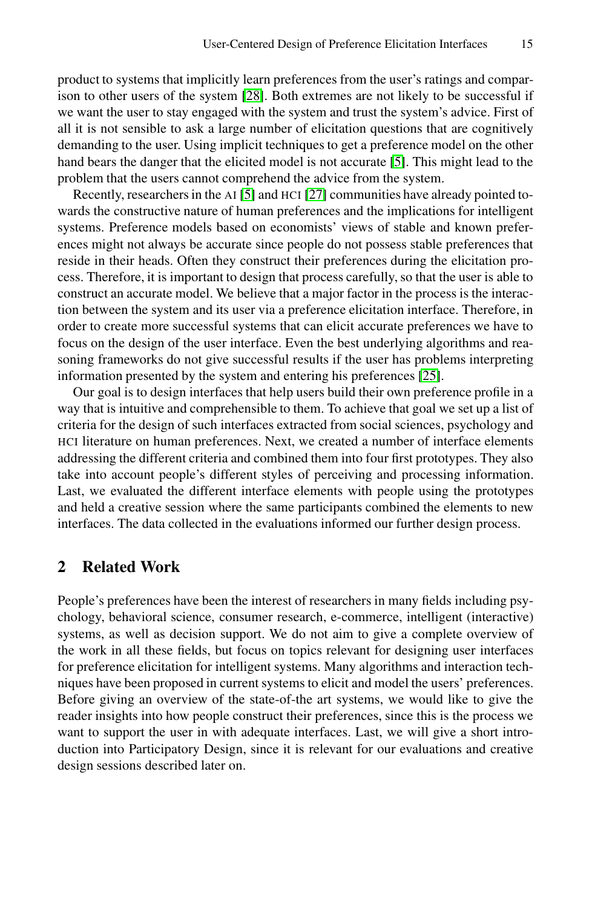product to systems that implicitly learn preferences from the user's ratings and comparison to other users of the system [28]. Both extremes are not likely to be successful if we want the user to stay engaged with the system and trust the system's advice. First of all it is not sensible to ask a large number of elicitation questions that are cognitively demanding to the user. Using implicit techniques to get a preference model on the other hand bears the danger that the elicited model is not accurate [5]. This might lead to the problem that the users cannot comprehend the advice from the system.

Recently, researchers in the AI [5] and HCI [27] communities have already pointed towards the constructive nature of human preferences and the implications for intelligent systems. Preference models based on economists' views of stable and known preferences might not always be accurate since people do not possess stable preferences that reside in their heads. Often they construct their preferences during the elicitation process. Therefore, it is important to design that process carefully, so that the user is able to construct an accurate model. We believe that a major factor in the process is the interaction between the system and its user via a preference elicitation interface. Therefore, in order to create more successful systems that can elicit accurate preferences we have to focus on the design of the user interface. Even the best underlying algorithms and reasoning frameworks do not give successful results if the user has problems interpreting information presented by the system and entering his preferences [25].

Our goal is to design interfaces that help users build their own preference profile in a way that is intuitive and comprehensible to them. To achieve that goal we set up a list of criteria for the design of such interfaces extracted from social sciences, psychology and HCI literature on human preferences. Next, we created a number of interface elements addressing the different criteria and combined them into four first prototypes. They also take into account people's different styles of perceiving and processing information. Last, we evaluated the different interface elements with people using the prototypes and held a creative session where the same participants combined the elements to new interfaces. The data collected in the evaluations informed our further design process.

## 2 Related Work

People's preferences have been the interest of researchers in many fields including psychology, behavioral science, consumer research, e-commerce, intelligent (interactive) systems, as well as decision support. We do not aim to give a complete overview of the work in all these fields, but focus on topics relevant for designing user interfaces for preference elicitation for intelligent systems. Many algorithms and interaction techniques have been proposed in current systems to elicit and model the users' preferences. Before giving an overview of the state-of-the art systems, we would like to give the reader insights into how people construct their preferences, since this is the process we want to support the user in with adequate interfaces. Last, we will give a short introduction into Participatory Design, since it is relevant for our evaluations and creative design sessions described later on.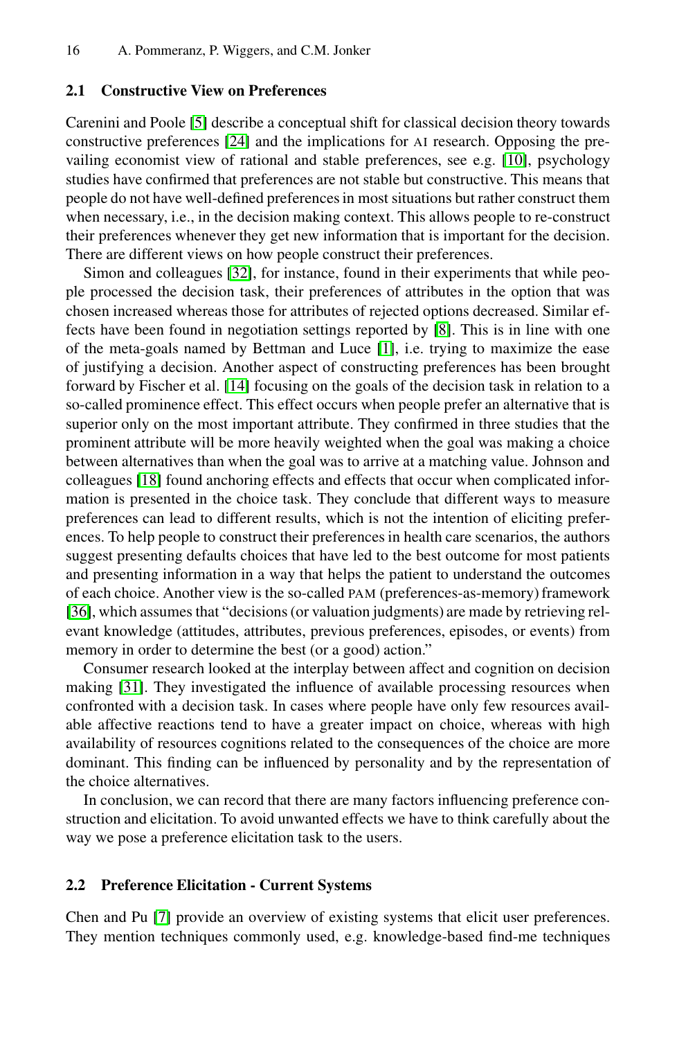### 2.1 Constructive View on Preferences

Carenini and Poole [5] describe a conceptual shift for classical decision theory towards constructive preferences [24] and the implications for AI research. Opposing the prevailing economist view of rational and stable preferences, see e.g. [10], psychology studies have confirmed that preferences are not stable but constructive. This means that people do not have well-defined preferences in most situations but rather construct them when necessary, i.e., in the decision making context. This allows people to re-construct their preferences whenever they get new information that is important for the decision. There are different views on how people construct their preferences.

Simon and colleagues [32], for instance, found in their experiments that while people processed the decision task, their preferences of attributes in the option that was chosen increased whereas those for attributes of rejected options decreased. Similar effects have been found in negotiation settings reported by [8]. This is in line with one of the meta-goals named by Bettman and Luce [1], i.e. trying to maximize the ease of justifying a decision. Another aspect of constructing preferences has been brought forward by Fischer et al. [14] focusing on the goals of the decision task in relation to a so-called prominence effect. This effect occurs when people prefer an alternative that is superior only on the most important attribute. They confirmed in three studies that the prominent attribute will be more heavily weighted when the goal was making a choice between alternatives than when the goal was to arrive at a matching value. Johnson and colleagues [18] found anchoring effects and effects that occur when complicated information is presented in the choice task. They conclude that different ways to measure preferences can lead to different results, which is not the intention of eliciting preferences. To help people to construct their preferences in health care scenarios, the authors suggest presenting defaults choices that have led to the best outcome for most patients and presenting information in a way that helps the patient to understand the outcomes of each choice. Another view is the so-called PAM (preferences-as-memory) framework [36], which assumes that "decisions (or valuation judgments) are made by retrieving relevant knowledge (attitudes, attributes, previous preferences, episodes, or events) from memory in order to determine the best (or a good) action."

Consumer research looked at the interplay between affect and cognition on decision making [31]. They investigated the influence of available processing resources when confronted with a decision task. In cases where people have only few resources available affective reactions tend to have a greater impact on choice, whereas with high availability of resources cognitions related to the consequences of the choice are more dominant. This finding can be influenced by personality and by the representation of the choice alternatives.

In conclusion, we can record that there are many factors influencing preference construction and elicitation. To avoid unwanted effects we have to think carefully about the way we pose a preference elicitation task to the users.

### 2.2 Preference Elicitation - Current Systems

Chen and Pu [7] provide an overview of existing systems that elicit user preferences. They mention techniques commonly used, e.g. knowledge-based find-me techniques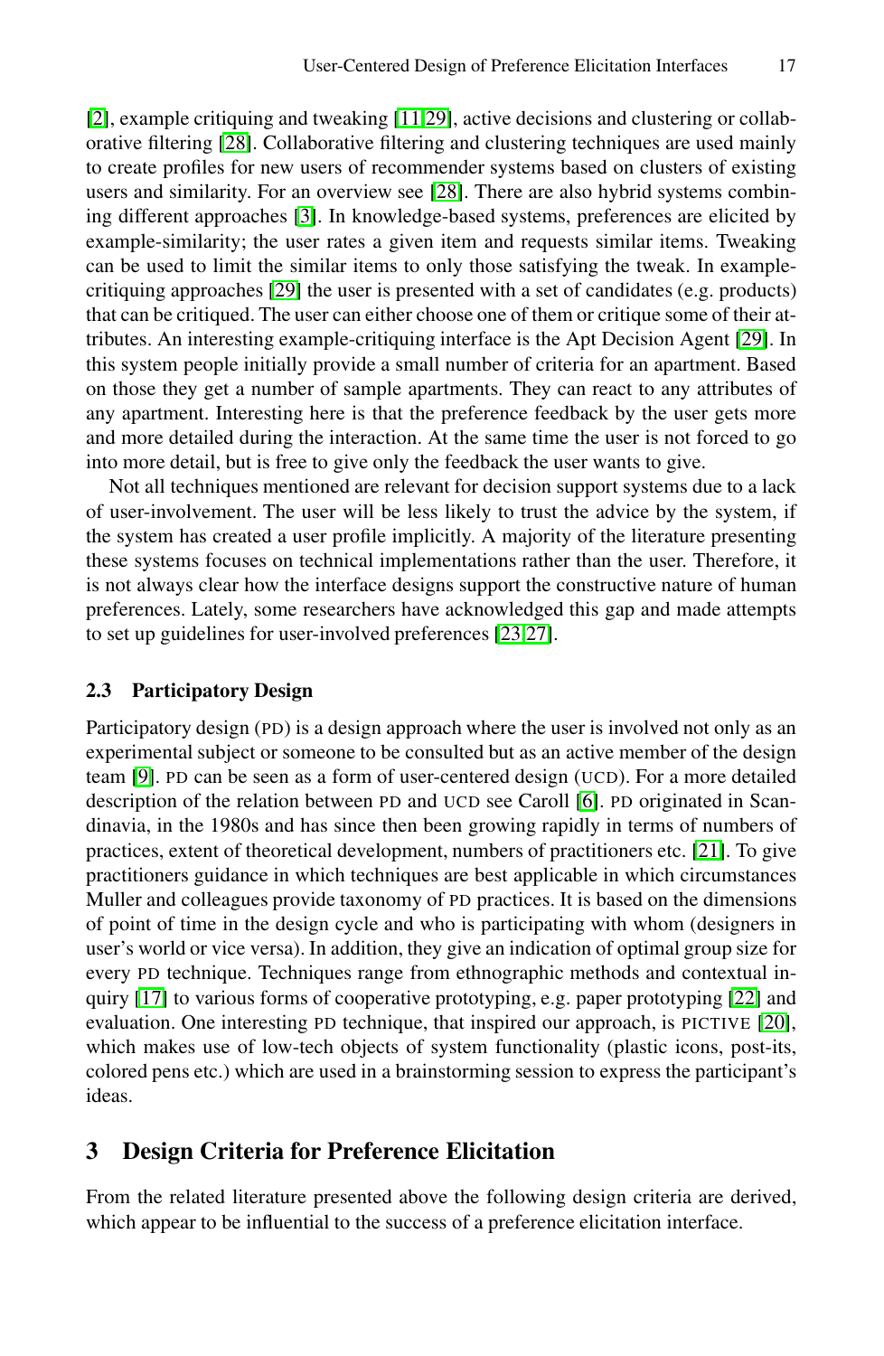[2], example critiquing and tweaking [11,29], active decisions and clustering or collaborative filtering [28]. Collaborative filtering and clustering techniques are used mainly to create profiles for new users of recommender systems based on clusters of existing users and similarity. For an overview see [28]. There are also hybrid systems combining different approaches [3]. In knowledge-based systems, preferences are elicited by example-similarity; the user rates a given item and requests similar items. Tweaking can be used to limit the similar items to only those satisfying the tweak. In example-critiquing approaches [29] the user is presented with a set of candidates (e.g. products) that can be critiqued. The user can either choose one of them or critique some of their attributes. An interesting example-critiquing interface is the Apt Decision Agent [29]. In this system people initially provide a small number of criteria for an apartment. Based on those they get a number of sample apartments. They can react to any attributes of any apartment. Interesting here is that the preference feedback by the user gets more and more detailed during the interaction. At the same time the user is not forced to go into more detail, but is free to give only the feedback the user wants to give.

Not all techniques mentioned are relevant for decision support systems due to a lack of user-involvement. The user will be less likely to trust the advice by the system, if the system has created a user profile implicitly. A majority of the literature presenting these systems focuses on technical implementations rather than the user. Therefore, it is not always clear how the interface designs support the constructive nature of human preferences. Lately, some researchers have acknowledged this gap and made attempts to set up guidelines for user-involved preferences [23,27].

### 2.3 Participatory Design

Participatory design (PD) is a design approach where the user is involved not only as an experimental subject or someone to be consulted but as an active member of the design team [9]. PD can be seen as a form of user-centered design (UCD). For a more detailed description of the relation between PD and UCD see Caroll [6]. PD originated in Scandinavia, in the 1980s and has since then been growing rapidly in terms of numbers of practices, extent of theoretical development, numbers of practitioners etc. [21]. To give practitioners guidance in which techniques are best applicable in which circumstances Muller and colleagues provide taxonomy of PD practices. It is based on the dimensions of point of time in the design cycle and who is participating with whom (designers in user's world or vice versa). In addition, they give an indication of optimal group size for every PD technique. Techniques range from ethnographic methods and contextual inquiry [17] to various forms of cooperative prototyping, e.g. paper prototyping [22] and evaluation. One interesting PD technique, that inspired our approach, is PICTIVE [20], which makes use of low-tech objects of system functionality (plastic icons, post-its, colored pens etc.) which are used in a brainstorming session to express the participant's ideas.

## 3 Design Criteria for Preference Elicitation

From the related literature presented above the following design criteria are derived, which appear to be influential to the success of a preference elicitation interface.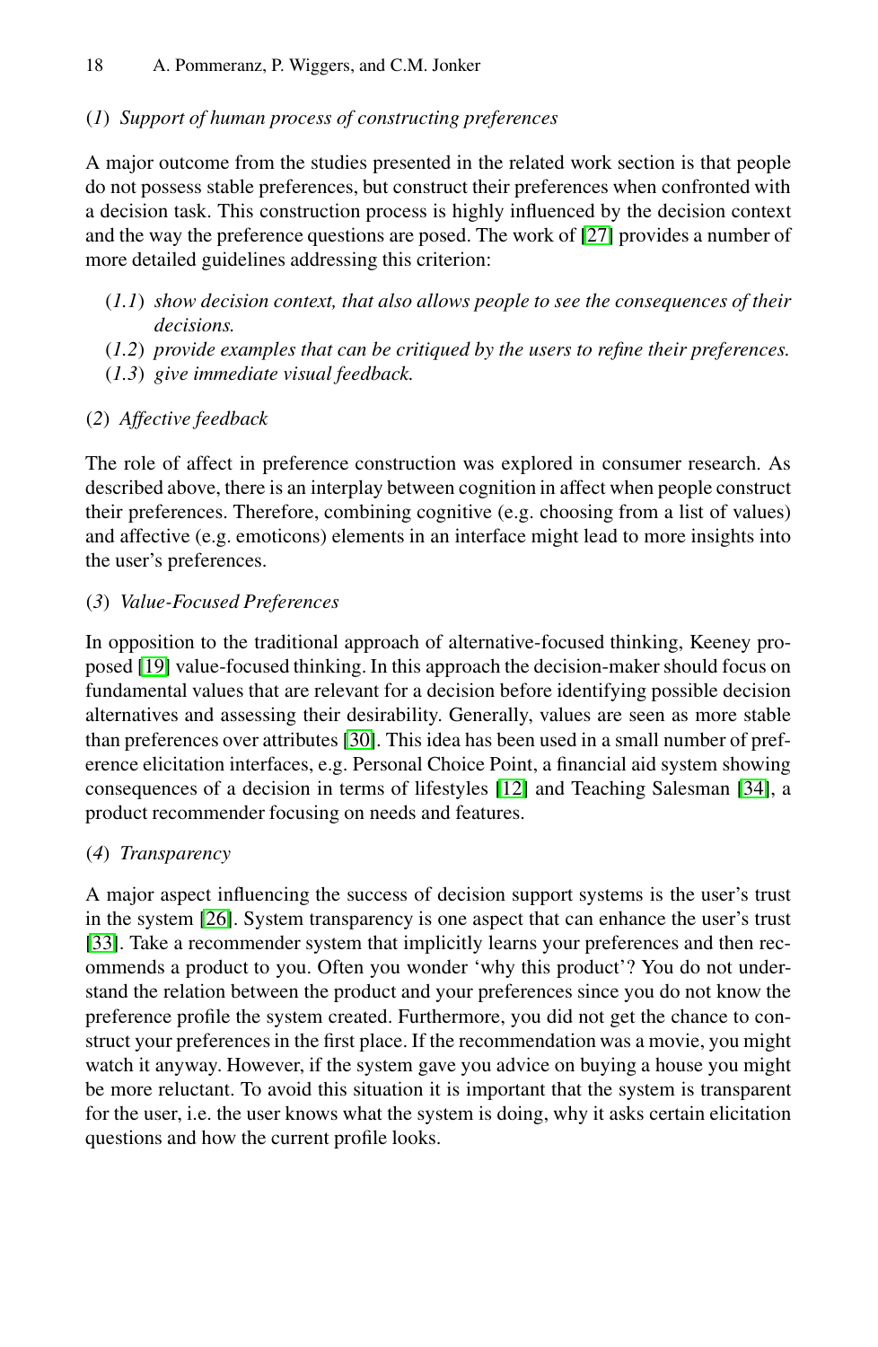(*1*) *Support of human process of constructing preferences*

A major outcome from the studies presented in the related work section is that people do not possess stable preferences, but construct their preferences when confronted with a decision task. This construction process is highly influenced by the decision context and the way the preference questions are posed. The work of [27] provides a number of more detailed guidelines addressing this criterion:

- (*1.1*) *show decision context, that also allows people to see the consequences of their decisions.*
- (*1.2*) *provide examples that can be critiqued by the users to refine their preferences.*
- (*1.3*) *give immediate visual feedback.*

(*2*) *Affective feedback*

The role of affect in preference construction was explored in consumer research. As described above, there is an interplay between cognition in affect when people construct their preferences. Therefore, combining cognitive (e.g. choosing from a list of values) and affective (e.g. emoticons) elements in an interface might lead to more insights into the user's preferences.

(*3*) *Value-Focused Preferences*

In opposition to the traditional approach of alternative-focused thinking, Keeney proposed [19] value-focused thinking. In this approach the decision-maker should focus on fundamental values that are relevant for a decision before identifying possible decision alternatives and assessing their desirability. Generally, values are seen as more stable than preferences over attributes [30]. This idea has been used in a small number of preference elicitation interfaces, e.g. Personal Choice Point, a financial aid system showing consequences of a decision in terms of lifestyles [12] and Teaching Salesman [34], a product recommender focusing on needs and features.

(*4*) *Transparency*

A major aspect influencing the success of decision support systems is the user's trust in the system [26]. System transparency is one aspect that can enhance the user's trust [33]. Take a recommender system that implicitly learns your preferences and then recommends a product to you. Often you wonder 'why this product'? You do not understand the relation between the product and your preferences since you do not know the preference profile the system created. Furthermore, you did not get the chance to construct your preferences in the first place. If the recommendation was a movie, you might watch it anyway. However, if the system gave you advice on buying a house you might be more reluctant. To avoid this situation it is important that the system is transparent for the user, i.e. the user knows what the system is doing, why it asks certain elicitation questions and how the current profile looks.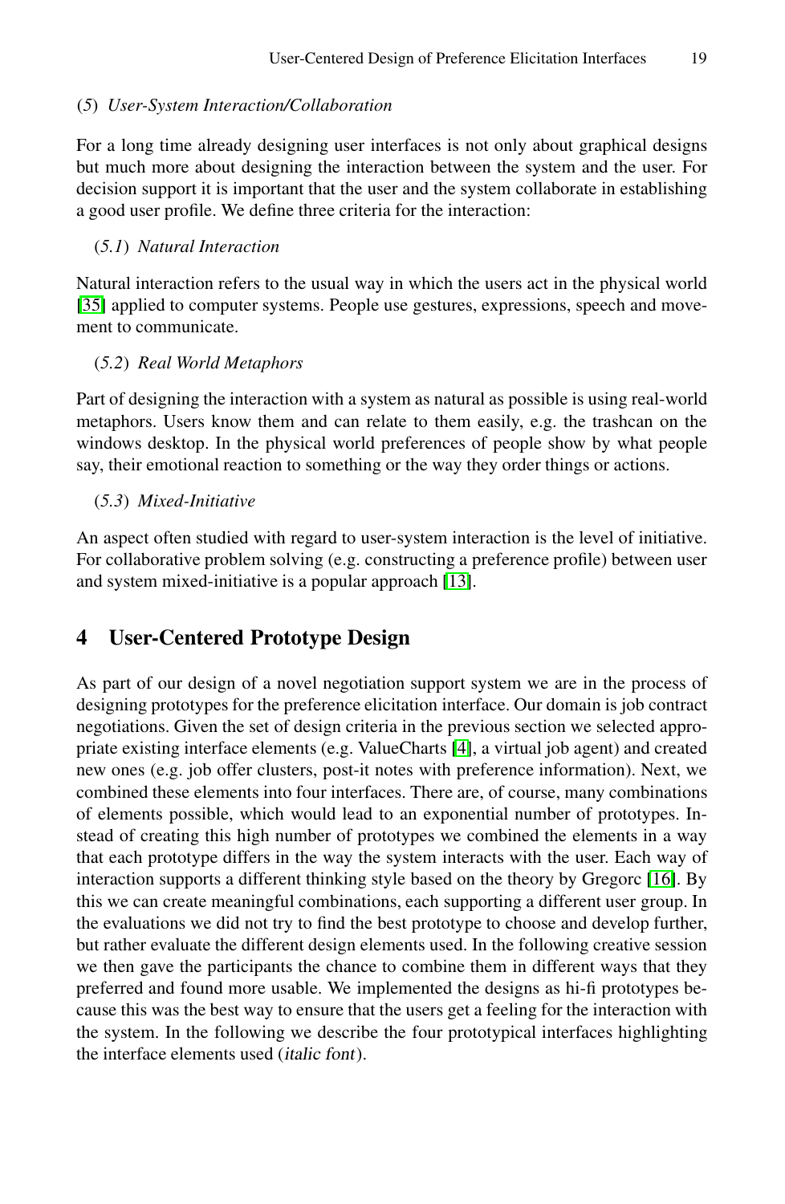(*5*) *User-System Interaction/Collaboration*

For a long time already designing user interfaces is not only about graphical designs but much more about designing the interaction between the system and the user. For decision support it is important that the user and the system collaborate in establishing a good user profile. We define three criteria for the interaction:

(*5.1*) *Natural Interaction*

Natural interaction refers to the usual way in which the users act in the physical world [35] applied to computer systems. People use gestures, expressions, speech and movement to communicate.

(*5.2*) *Real World Metaphors*

Part of designing the interaction with a system as natural as possible is using real-world metaphors. Users know them and can relate to them easily, e.g. the trashcan on the windows desktop. In the physical world preferences of people show by what people say, their emotional reaction to something or the way they order things or actions.

(*5.3*) *Mixed-Initiative*

An aspect often studied with regard to user-system interaction is the level of initiative. For collaborative problem solving (e.g. constructing a preference profile) between user and system mixed-initiative is a popular approach [13].

## 4 User-Centered Prototype Design

As part of our design of a novel negotiation support system we are in the process of designing prototypes for the preference elicitation interface. Our domain is job contract negotiations. Given the set of design criteria in the previous section we selected appropriate existing interface elements (e.g. ValueCharts [4], a virtual job agent) and created new ones (e.g. job offer clusters, post-it notes with preference information). Next, we combined these elements into four interfaces. There are, of course, many combinations of elements possible, which would lead to an exponential number of prototypes. Instead of creating this high number of prototypes we combined the elements in a way that each prototype differs in the way the system interacts with the user. Each way of interaction supports a different thinking style based on the theory by Gregorc [16]. By this we can create meaningful combinations, each supporting a different user group. In the evaluations we did not try to find the best prototype to choose and develop further, but rather evaluate the different design elements used. In the following creative session we then gave the participants the chance to combine them in different ways that they preferred and found more usable. We implemented the designs as hi-fi prototypes because this was the best way to ensure that the users get a feeling for the interaction with the system. In the following we describe the four prototypical interfaces highlighting the interface elements used (*italic font*).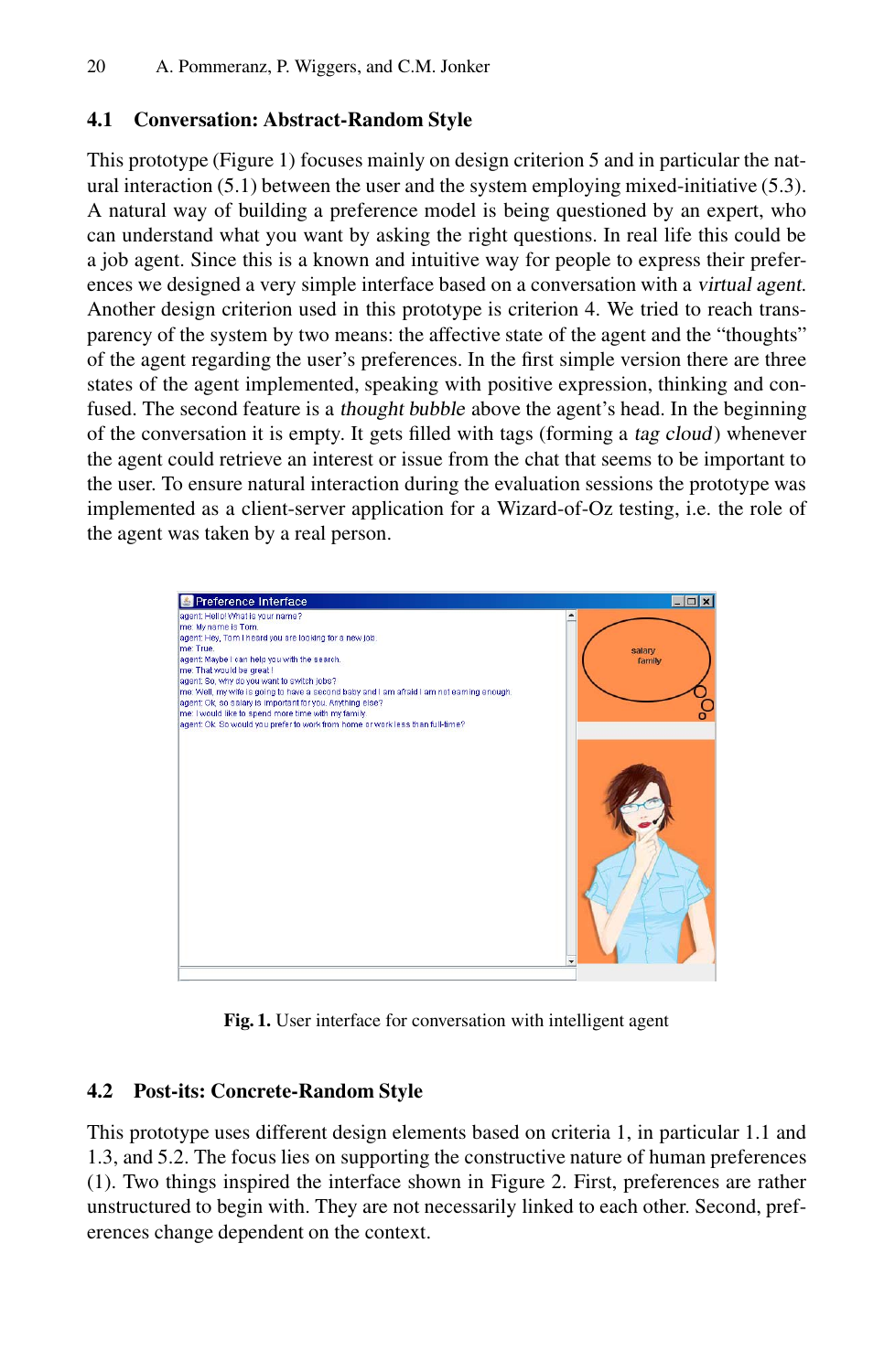### 4.1 Conversation: Abstract-Random Style

This prototype (Figure 1) focuses mainly on design criterion 5 and in particular the natural interaction (5.1) between the user and the system employing mixed-initiative (5.3). A natural way of building a preference model is being questioned by an expert, who can understand what you want by asking the right questions. In real life this could be a job agent. Since this is a known and intuitive way for people to express their preferences we designed a very simple interface based on a conversation with a *virtual agent*. Another design criterion used in this prototype is criterion 4. We tried to reach transparency of the system by two means: the affective state of the agent and the "thoughts" of the agent regarding the user's preferences. In the first simple version there are three states of the agent implemented, speaking with positive expression, thinking and confused. The second feature is a *thought bubble* above the agent's head. In the beginning of the conversation it is empty. It gets filled with tags (forming a *tag cloud*) whenever the agent could retrieve an interest or issue from the chat that seems to be important to the user. To ensure natural interaction during the evaluation sessions the prototype was implemented as a client-server application for a Wizard-of-Oz testing, i.e. the role of the agent was taken by a real person.

**Fig. 1.** User interface for conversation with intelligent agent

### 4.2 Post-its: Concrete-Random Style

This prototype uses different design elements based on criteria 1, in particular 1.1 and 1.3, and 5.2. The focus lies on supporting the constructive nature of human preferences (1). Two things inspired the interface shown in Figure 2. First, preferences are rather unstructured to begin with. They are not necessarily linked to each other. Second, preferences change dependent on the context.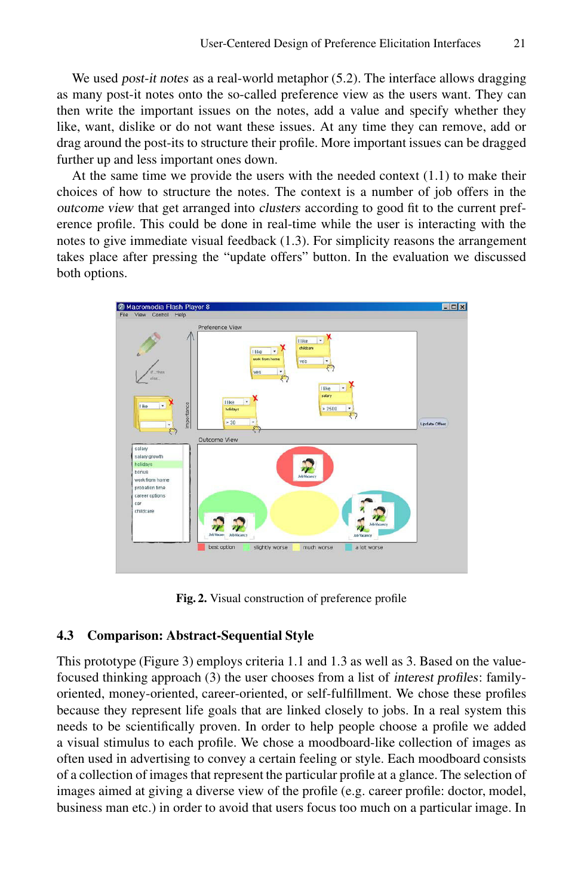We used *post-it notes* as a real-world metaphor (5.2). The interface allows dragging as many post-it notes onto the so-called preference view as the users want. They can then write the important issues on the notes, add a value and specify whether they like, want, dislike or do not want these issues. At any time they can remove, add or drag around the post-its to structure their profile. More important issues can be dragged further up and less important ones down.

At the same time we provide the users with the needed context (1.1) to make their choices of how to structure the notes. The context is a number of job offers in the *outcome view* that get arranged into *clusters* according to good fit to the current preference profile. This could be done in real-time while the user is interacting with the notes to give immediate visual feedback (1.3). For simplicity reasons the arrangement takes place after pressing the "update offers" button. In the evaluation we discussed both options.

**Fig. 2.** Visual construction of preference profile

### 4.3 Comparison: Abstract-Sequential Style

This prototype (Figure 3) employs criteria 1.1 and 1.3 as well as 3. Based on the value-focused thinking approach (3) the user chooses from a list of *interest profiles*: family-oriented, money-oriented, career-oriented, or self-fulfillment. We chose these profiles because they represent life goals that are linked closely to jobs. In a real system this needs to be scientifically proven. In order to help people choose a profile we added a visual stimulus to each profile. We chose a moodboard-like collection of images as often used in advertising to convey a certain feeling or style. Each moodboard consists of a collection of images that represent the particular profile at a glance. The selection of images aimed at giving a diverse view of the profile (e.g. career profile: doctor, model, business man etc.) in order to avoid that users focus too much on a particular image. In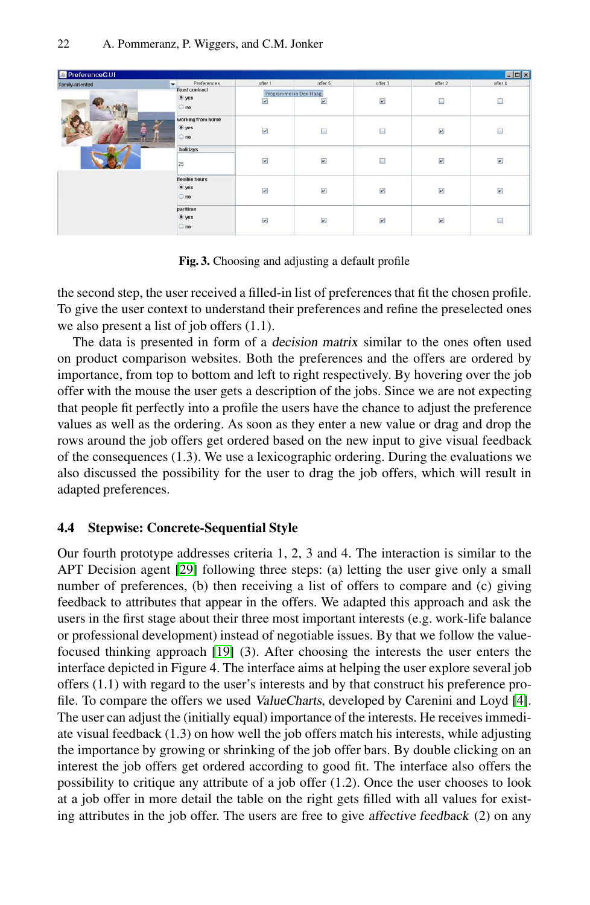Fig. 3. Choosing and adjusting a default profile

the second step, the user received a filled-in list of preferences that fit the chosen profile. To give the user context to understand their preferences and refine the preselected ones we also present a list of job offers (1.1).

The data is presented in form of a *decision matrix* similar to the ones often used on product comparison websites. Both the preferences and the offers are ordered by importance, from top to bottom and left to right respectively. By hovering over the job offer with the mouse the user gets a description of the jobs. Since we are not expecting that people fit perfectly into a profile the users have the chance to adjust the preference values as well as the ordering. As soon as they enter a new value or drag and drop the rows around the job offers get ordered based on the new input to give visual feedback of the consequences (1.3). We use a lexicographic ordering. During the evaluations we also discussed the possibility for the user to drag the job offers, which will result in adapted preferences.

### 4.4 Stepwise: Concrete-Sequential Style

Our fourth prototype addresses criteria 1, 2, 3 and 4. The interaction is similar to the APT Decision agent [29] following three steps: (a) letting the user give only a small number of preferences, (b) then receiving a list of offers to compare and (c) giving feedback to attributes that appear in the offers. We adapted this approach and ask the users in the first stage about their three most important interests (e.g. work-life balance or professional development) instead of negotiable issues. By that we follow the value-focused thinking approach [19] (3). After choosing the interests the user enters the interface depicted in Figure 4. The interface aims at helping the user explore several job offers (1.1) with regard to the user's interests and by that construct his preference profile. To compare the offers we used *ValueCharts*, developed by Carenini and Loyd [4]. The user can adjust the (initially equal) importance of the interests. He receives immediate visual feedback (1.3) on how well the job offers match his interests, while adjusting the importance by growing or shrinking of the job offer bars. By double clicking on an interest the job offers get ordered according to good fit. The interface also offers the possibility to critique any attribute of a job offer (1.2). Once the user chooses to look at a job offer in more detail the table on the right gets filled with all values for existing attributes in the job offer. The users are free to give *affective feedback* (2) on any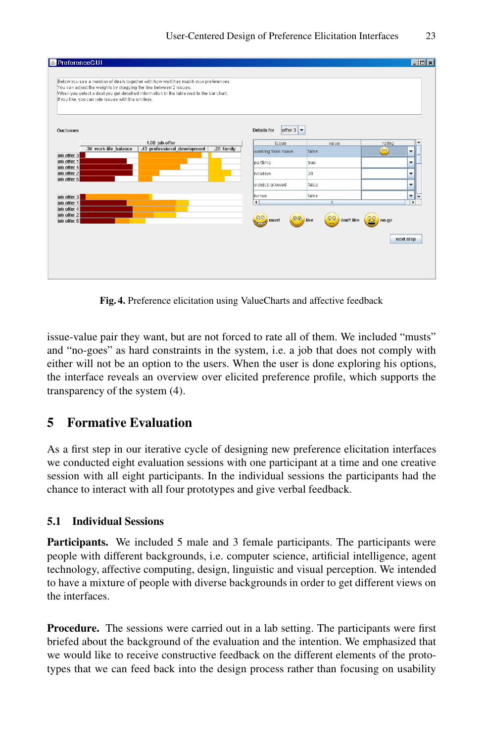**Fig. 4.** Preference elicitation using ValueCharts and affective feedback

issue-value pair they want, but are not forced to rate all of them. We included "musts" and "no-goes" as hard constraints in the system, i.e. a job that does not comply with either will not be an option to the users. When the user is done exploring his options, the interface reveals an overview over elicited preference profile, which supports the transparency of the system (4).

## 5 Formative Evaluation

As a first step in our iterative cycle of designing new preference elicitation interfaces we conducted eight evaluation sessions with one participant at a time and one creative session with all eight participants. In the individual sessions the participants had the chance to interact with all four prototypes and give verbal feedback.

### 5.1 Individual Sessions

**Participants.** We included 5 male and 3 female participants. The participants were people with different backgrounds, i.e. computer science, artificial intelligence, agent technology, affective computing, design, linguistic and visual perception. We intended to have a mixture of people with diverse backgrounds in order to get different views on the interfaces.

**Procedure.** The sessions were carried out in a lab setting. The participants were first briefed about the background of the evaluation and the intention. We emphasized that we would like to receive constructive feedback on the different elements of the prototypes that we can feed back into the design process rather than focusing on usability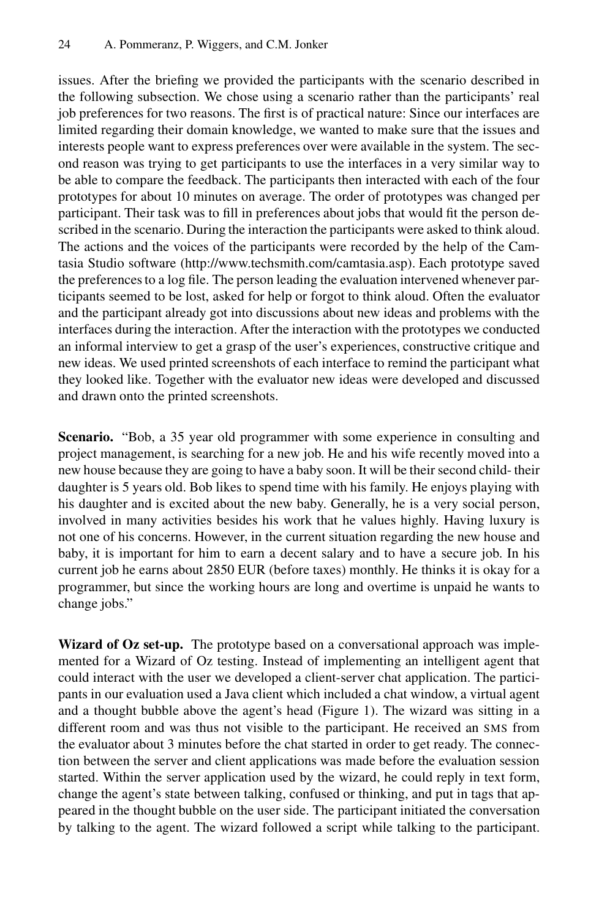issues. After the briefing we provided the participants with the scenario described in the following subsection. We chose using a scenario rather than the participants' real job preferences for two reasons. The first is of practical nature: Since our interfaces are limited regarding their domain knowledge, we wanted to make sure that the issues and interests people want to express preferences over were available in the system. The second reason was trying to get participants to use the interfaces in a very similar way to be able to compare the feedback. The participants then interacted with each of the four prototypes for about 10 minutes on average. The order of prototypes was changed per participant. Their task was to fill in preferences about jobs that would fit the person described in the scenario. During the interaction the participants were asked to think aloud. The actions and the voices of the participants were recorded by the help of the Camtasia Studio software (http://www.techsmith.com/camtasia.asp). Each prototype saved the preferences to a log file. The person leading the evaluation intervened whenever participants seemed to be lost, asked for help or forgot to think aloud. Often the evaluator and the participant already got into discussions about new ideas and problems with the interfaces during the interaction. After the interaction with the prototypes we conducted an informal interview to get a grasp of the user's experiences, constructive critique and new ideas. We used printed screenshots of each interface to remind the participant what they looked like. Together with the evaluator new ideas were developed and discussed and drawn onto the printed screenshots.

**Scenario.** "Bob, a 35 year old programmer with some experience in consulting and project management, is searching for a new job. He and his wife recently moved into a new house because they are going to have a baby soon. It will be their second child- their daughter is 5 years old. Bob likes to spend time with his family. He enjoys playing with his daughter and is excited about the new baby. Generally, he is a very social person, involved in many activities besides his work that he values highly. Having luxury is not one of his concerns. However, in the current situation regarding the new house and baby, it is important for him to earn a decent salary and to have a secure job. In his current job he earns about 2850 EUR (before taxes) monthly. He thinks it is okay for a programmer, but since the working hours are long and overtime is unpaid he wants to change jobs."

**Wizard of Oz set-up.** The prototype based on a conversational approach was implemented for a Wizard of Oz testing. Instead of implementing an intelligent agent that could interact with the user we developed a client-server chat application. The participants in our evaluation used a Java client which included a chat window, a virtual agent and a thought bubble above the agent's head (Figure 1). The wizard was sitting in a different room and was thus not visible to the participant. He received an SMS from the evaluator about 3 minutes before the chat started in order to get ready. The connection between the server and client applications was made before the evaluation session started. Within the server application used by the wizard, he could reply in text form, change the agent's state between talking, confused or thinking, and put in tags that appeared in the thought bubble on the user side. The participant initiated the conversation by talking to the agent. The wizard followed a script while talking to the participant.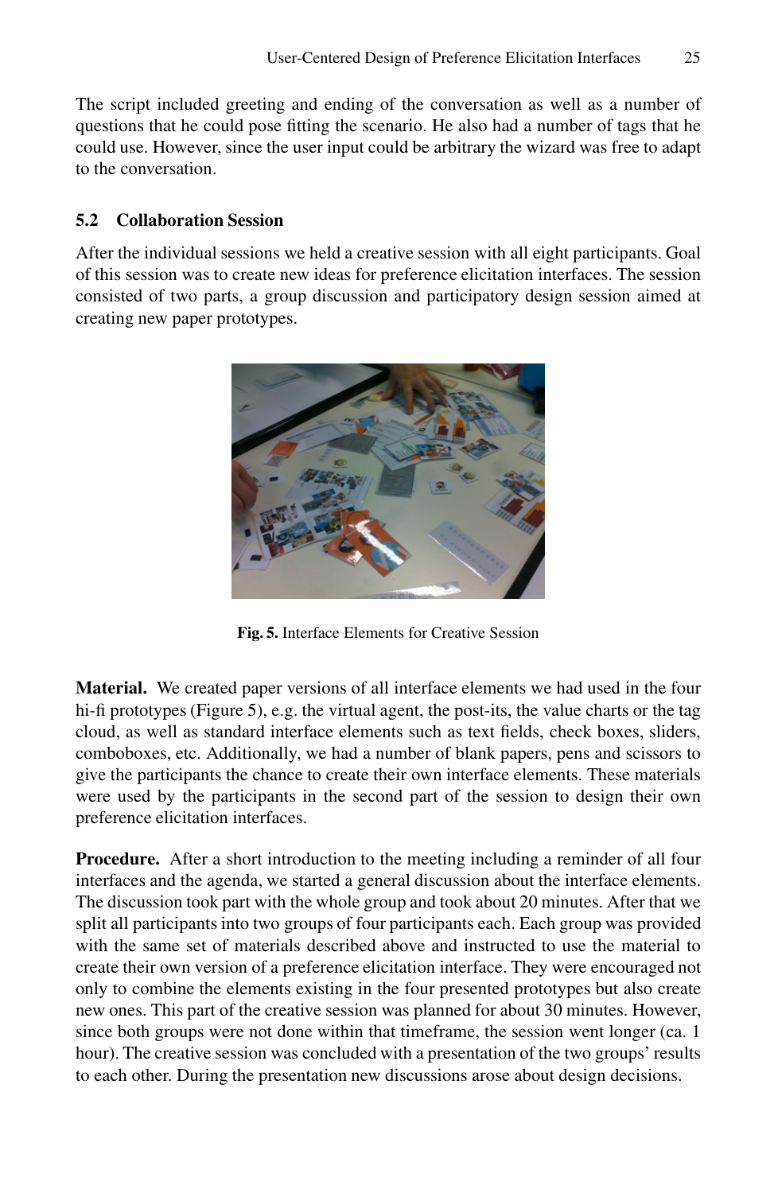The script included greeting and ending of the conversation as well as a number of questions that he could pose fitting the scenario. He also had a number of tags that he could use. However, since the user input could be arbitrary the wizard was free to adapt to the conversation.

### 5.2 Collaboration Session

After the individual sessions we held a creative session with all eight participants. Goal of this session was to create new ideas for preference elicitation interfaces. The session consisted of two parts, a group discussion and participatory design session aimed at creating new paper prototypes.

**Fig. 5.** Interface Elements for Creative Session

**Material.** We created paper versions of all interface elements we had used in the four hi-fi prototypes (Figure 5), e.g. the virtual agent, the post-its, the value charts or the tag cloud, as well as standard interface elements such as text fields, check boxes, sliders, comboboxes, etc. Additionally, we had a number of blank papers, pens and scissors to give the participants the chance to create their own interface elements. These materials were used by the participants in the second part of the session to design their own preference elicitation interfaces.

**Procedure.** After a short introduction to the meeting including a reminder of all four interfaces and the agenda, we started a general discussion about the interface elements. The discussion took part with the whole group and took about 20 minutes. After that we split all participants into two groups of four participants each. Each group was provided with the same set of materials described above and instructed to use the material to create their own version of a preference elicitation interface. They were encouraged not only to combine the elements existing in the four presented prototypes but also create new ones. This part of the creative session was planned for about 30 minutes. However, since both groups were not done within that timeframe, the session went longer (ca. 1 hour). The creative session was concluded with a presentation of the two groups' results to each other. During the presentation new discussions arose about design decisions.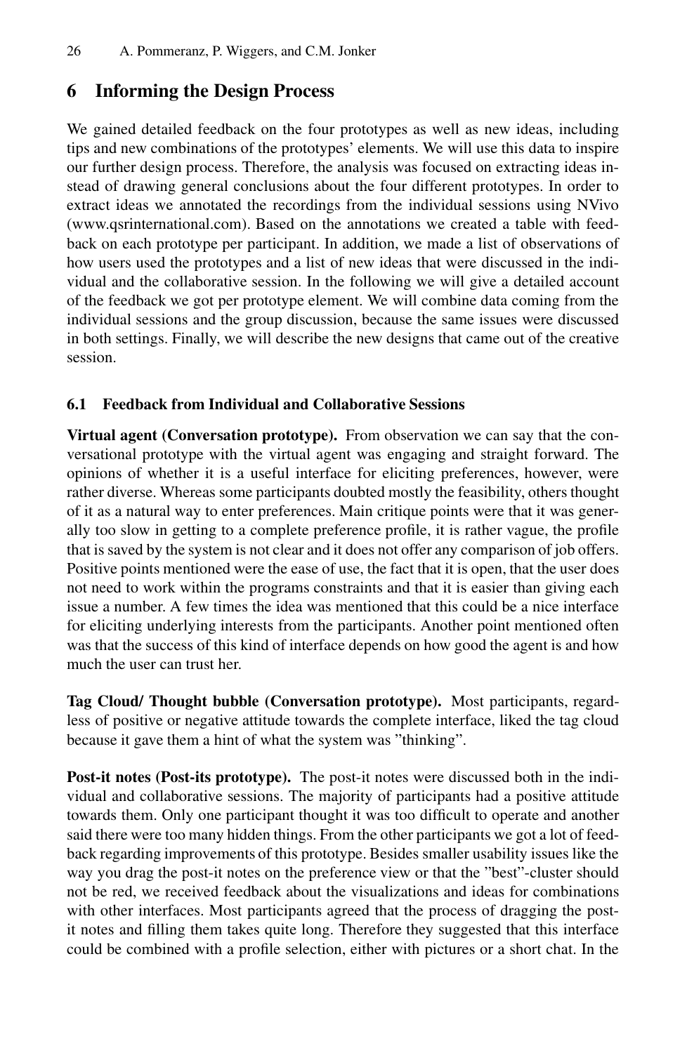## 6 Informing the Design Process

We gained detailed feedback on the four prototypes as well as new ideas, including tips and new combinations of the prototypes' elements. We will use this data to inspire our further design process. Therefore, the analysis was focused on extracting ideas instead of drawing general conclusions about the four different prototypes. In order to extract ideas we annotated the recordings from the individual sessions using NVivo (www.qsrinternational.com). Based on the annotations we created a table with feedback on each prototype per participant. In addition, we made a list of observations of how users used the prototypes and a list of new ideas that were discussed in the individual and the collaborative session. In the following we will give a detailed account of the feedback we got per prototype element. We will combine data coming from the individual sessions and the group discussion, because the same issues were discussed in both settings. Finally, we will describe the new designs that came out of the creative session.

### 6.1 Feedback from Individual and Collaborative Sessions

**Virtual agent (Conversation prototype).** From observation we can say that the conversational prototype with the virtual agent was engaging and straight forward. The opinions of whether it is a useful interface for eliciting preferences, however, were rather diverse. Whereas some participants doubted mostly the feasibility, others thought of it as a natural way to enter preferences. Main critique points were that it was generally too slow in getting to a complete preference profile, it is rather vague, the profile that is saved by the system is not clear and it does not offer any comparison of job offers. Positive points mentioned were the ease of use, the fact that it is open, that the user does not need to work within the programs constraints and that it is easier than giving each issue a number. A few times the idea was mentioned that this could be a nice interface for eliciting underlying interests from the participants. Another point mentioned often was that the success of this kind of interface depends on how good the agent is and how much the user can trust her.

**Tag Cloud/ Thought bubble (Conversation prototype).** Most participants, regardless of positive or negative attitude towards the complete interface, liked the tag cloud because it gave them a hint of what the system was "thinking".

**Post-it notes (Post-its prototype).** The post-it notes were discussed both in the individual and collaborative sessions. The majority of participants had a positive attitude towards them. Only one participant thought it was too difficult to operate and another said there were too many hidden things. From the other participants we got a lot of feedback regarding improvements of this prototype. Besides smaller usability issues like the way you drag the post-it notes on the preference view or that the "best"-cluster should not be red, we received feedback about the visualizations and ideas for combinations with other interfaces. Most participants agreed that the process of dragging the post-it notes and filling them takes quite long. Therefore they suggested that this interface could be combined with a profile selection, either with pictures or a short chat. In the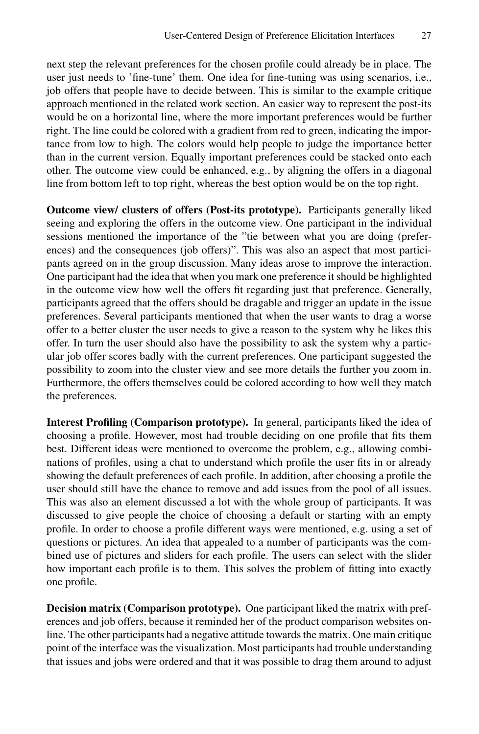next step the relevant preferences for the chosen profile could already be in place. The user just needs to 'fine-tune' them. One idea for fine-tuning was using scenarios, i.e., job offers that people have to decide between. This is similar to the example critique approach mentioned in the related work section. An easier way to represent the post-its would be on a horizontal line, where the more important preferences would be further right. The line could be colored with a gradient from red to green, indicating the importance from low to high. The colors would help people to judge the importance better than in the current version. Equally important preferences could be stacked onto each other. The outcome view could be enhanced, e.g., by aligning the offers in a diagonal line from bottom left to top right, whereas the best option would be on the top right.

**Outcome view/ clusters of offers (Post-its prototype).** Participants generally liked seeing and exploring the offers in the outcome view. One participant in the individual sessions mentioned the importance of the "tie between what you are doing (preferences) and the consequences (job offers)". This was also an aspect that most participants agreed on in the group discussion. Many ideas arose to improve the interaction. One participant had the idea that when you mark one preference it should be highlighted in the outcome view how well the offers fit regarding just that preference. Generally, participants agreed that the offers should be dragable and trigger an update in the issue preferences. Several participants mentioned that when the user wants to drag a worse offer to a better cluster the user needs to give a reason to the system why he likes this offer. In turn the user should also have the possibility to ask the system why a particular job offer scores badly with the current preferences. One participant suggested the possibility to zoom into the cluster view and see more details the further you zoom in. Furthermore, the offers themselves could be colored according to how well they match the preferences.

**Interest Profiling (Comparison prototype).** In general, participants liked the idea of choosing a profile. However, most had trouble deciding on one profile that fits them best. Different ideas were mentioned to overcome the problem, e.g., allowing combinations of profiles, using a chat to understand which profile the user fits in or already showing the default preferences of each profile. In addition, after choosing a profile the user should still have the chance to remove and add issues from the pool of all issues. This was also an element discussed a lot with the whole group of participants. It was discussed to give people the choice of choosing a default or starting with an empty profile. In order to choose a profile different ways were mentioned, e.g. using a set of questions or pictures. An idea that appealed to a number of participants was the combined use of pictures and sliders for each profile. The users can select with the slider how important each profile is to them. This solves the problem of fitting into exactly one profile.

**Decision matrix (Comparison prototype).** One participant liked the matrix with preferences and job offers, because it reminded her of the product comparison websites online. The other participants had a negative attitude towards the matrix. One main critique point of the interface was the visualization. Most participants had trouble understanding that issues and jobs were ordered and that it was possible to drag them around to adjust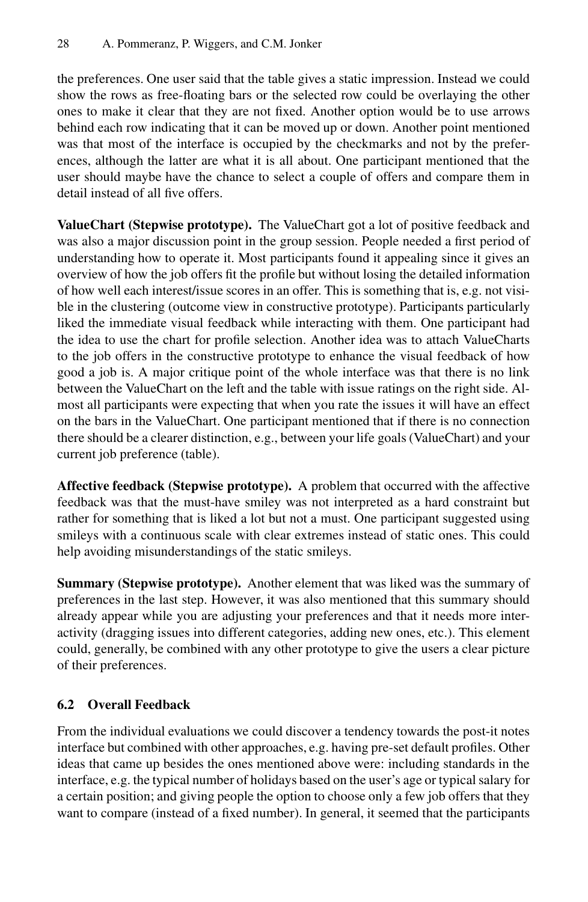the preferences. One user said that the table gives a static impression. Instead we could show the rows as free-floating bars or the selected row could be overlaying the other ones to make it clear that they are not fixed. Another option would be to use arrows behind each row indicating that it can be moved up or down. Another point mentioned was that most of the interface is occupied by the checkmarks and not by the preferences, although the latter are what it is all about. One participant mentioned that the user should maybe have the chance to select a couple of offers and compare them in detail instead of all five offers.

**ValueChart (Stepwise prototype).** The ValueChart got a lot of positive feedback and was also a major discussion point in the group session. People needed a first period of understanding how to operate it. Most participants found it appealing since it gives an overview of how the job offers fit the profile but without losing the detailed information of how well each interest/issue scores in an offer. This is something that is, e.g. not visible in the clustering (outcome view in constructive prototype). Participants particularly liked the immediate visual feedback while interacting with them. One participant had the idea to use the chart for profile selection. Another idea was to attach ValueCharts to the job offers in the constructive prototype to enhance the visual feedback of how good a job is. A major critique point of the whole interface was that there is no link between the ValueChart on the left and the table with issue ratings on the right side. Almost all participants were expecting that when you rate the issues it will have an effect on the bars in the ValueChart. One participant mentioned that if there is no connection there should be a clearer distinction, e.g., between your life goals (ValueChart) and your current job preference (table).

**Affective feedback (Stepwise prototype).** A problem that occurred with the affective feedback was that the must-have smiley was not interpreted as a hard constraint but rather for something that is liked a lot but not a must. One participant suggested using smileys with a continuous scale with clear extremes instead of static ones. This could help avoiding misunderstandings of the static smileys.

**Summary (Stepwise prototype).** Another element that was liked was the summary of preferences in the last step. However, it was also mentioned that this summary should already appear while you are adjusting your preferences and that it needs more interactivity (dragging issues into different categories, adding new ones, etc.). This element could, generally, be combined with any other prototype to give the users a clear picture of their preferences.

### 6.2 Overall Feedback

From the individual evaluations we could discover a tendency towards the post-it notes interface but combined with other approaches, e.g. having pre-set default profiles. Other ideas that came up besides the ones mentioned above were: including standards in the interface, e.g. the typical number of holidays based on the user's age or typical salary for a certain position; and giving people the option to choose only a few job offers that they want to compare (instead of a fixed number). In general, it seemed that the participants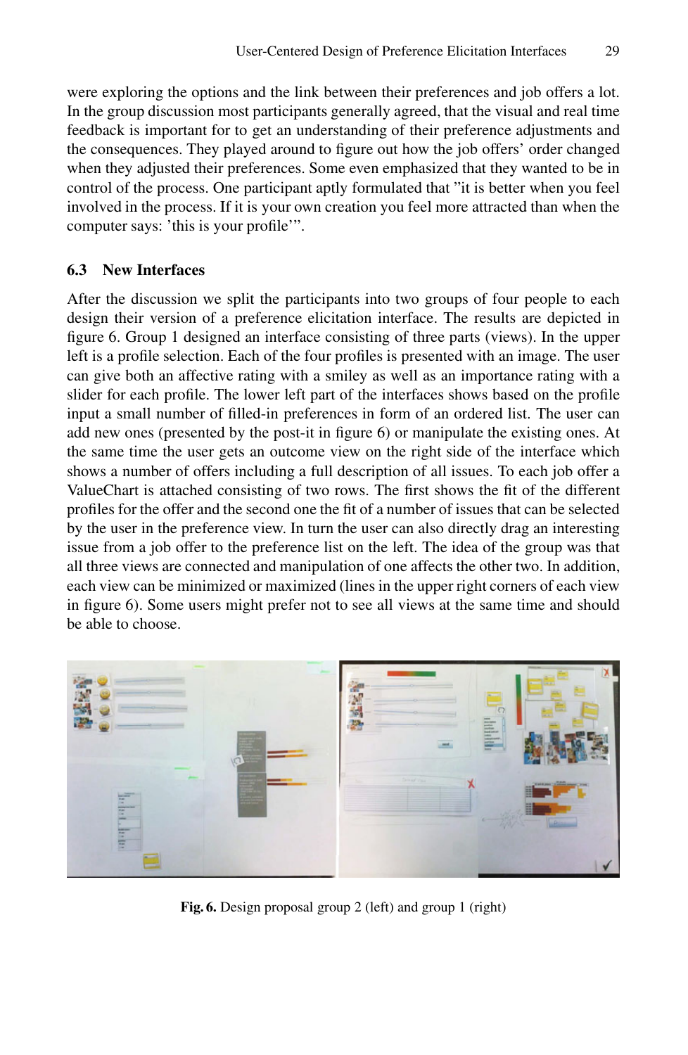were exploring the options and the link between their preferences and job offers a lot. In the group discussion most participants generally agreed, that the visual and real time feedback is important for to get an understanding of their preference adjustments and the consequences. They played around to figure out how the job offers' order changed when they adjusted their preferences. Some even emphasized that they wanted to be in control of the process. One participant aptly formulated that "it is better when you feel involved in the process. If it is your own creation you feel more attracted than when the computer says: 'this is your profile'".

### 6.3 New Interfaces

After the discussion we split the participants into two groups of four people to each design their version of a preference elicitation interface. The results are depicted in figure 6. Group 1 designed an interface consisting of three parts (views). In the upper left is a profile selection. Each of the four profiles is presented with an image. The user can give both an affective rating with a smiley as well as an importance rating with a slider for each profile. The lower left part of the interfaces shows based on the profile input a small number of filled-in preferences in form of an ordered list. The user can add new ones (presented by the post-it in figure 6) or manipulate the existing ones. At the same time the user gets an outcome view on the right side of the interface which shows a number of offers including a full description of all issues. To each job offer a ValueChart is attached consisting of two rows. The first shows the fit of the different profiles for the offer and the second one the fit of a number of issues that can be selected by the user in the preference view. In turn the user can also directly drag an interesting issue from a job offer to the preference list on the left. The idea of the group was that all three views are connected and manipulation of one affects the other two. In addition, each view can be minimized or maximized (lines in the upper right corners of each view in figure 6). Some users might prefer not to see all views at the same time and should be able to choose.

**Fig. 6.** Design proposal group 2 (left) and group 1 (right)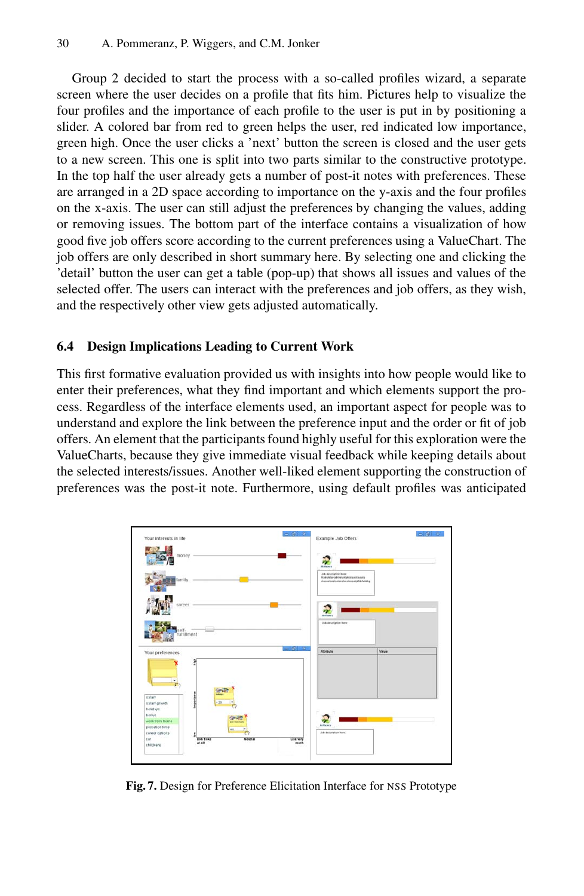Group 2 decided to start the process with a so-called profiles wizard, a separate screen where the user decides on a profile that fits him. Pictures help to visualize the four profiles and the importance of each profile to the user is put in by positioning a slider. A colored bar from red to green helps the user, red indicated low importance, green high. Once the user clicks a 'next' button the screen is closed and the user gets to a new screen. This one is split into two parts similar to the constructive prototype. In the top half the user already gets a number of post-it notes with preferences. These are arranged in a 2D space according to importance on the y-axis and the four profiles on the x-axis. The user can still adjust the preferences by changing the values, adding or removing issues. The bottom part of the interface contains a visualization of how good five job offers score according to the current preferences using a ValueChart. The job offers are only described in short summary here. By selecting one and clicking the 'detail' button the user can get a table (pop-up) that shows all issues and values of the selected offer. The users can interact with the preferences and job offers, as they wish, and the respectively other view gets adjusted automatically.

### 6.4 Design Implications Leading to Current Work

This first formative evaluation provided us with insights into how people would like to enter their preferences, what they find important and which elements support the process. Regardless of the interface elements used, an important aspect for people was to understand and explore the link between the preference input and the order or fit of job offers. An element that the participants found highly useful for this exploration were the ValueCharts, because they give immediate visual feedback while keeping details about the selected interests/issues. Another well-liked element supporting the construction of preferences was the post-it note. Furthermore, using default profiles was anticipated

**Fig. 7.** Design for Preference Elicitation Interface for NSS Prototype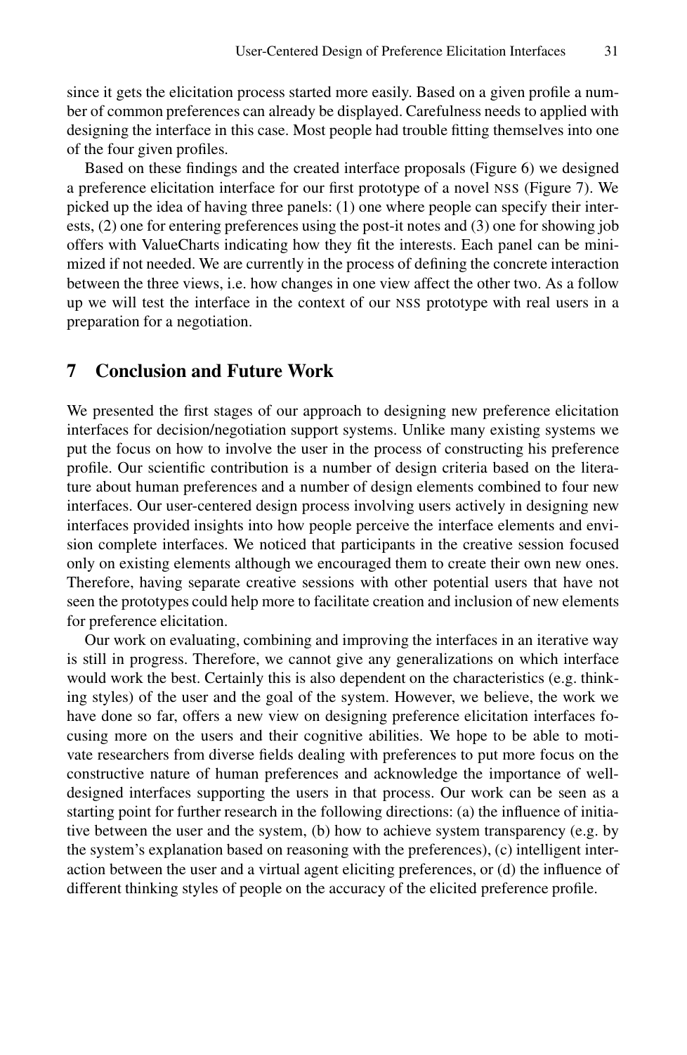since it gets the elicitation process started more easily. Based on a given profile a number of common preferences can already be displayed. Carefulness needs to applied with designing the interface in this case. Most people had trouble fitting themselves into one of the four given profiles.

Based on these findings and the created interface proposals (Figure 6) we designed a preference elicitation interface for our first prototype of a novel NSS (Figure 7). We picked up the idea of having three panels: (1) one where people can specify their interests, (2) one for entering preferences using the post-it notes and (3) one for showing job offers with ValueCharts indicating how they fit the interests. Each panel can be minimized if not needed. We are currently in the process of defining the concrete interaction between the three views, i.e. how changes in one view affect the other two. As a follow up we will test the interface in the context of our NSS prototype with real users in a preparation for a negotiation.

## 7 Conclusion and Future Work

We presented the first stages of our approach to designing new preference elicitation interfaces for decision/negotiation support systems. Unlike many existing systems we put the focus on how to involve the user in the process of constructing his preference profile. Our scientific contribution is a number of design criteria based on the literature about human preferences and a number of design elements combined to four new interfaces. Our user-centered design process involving users actively in designing new interfaces provided insights into how people perceive the interface elements and envision complete interfaces. We noticed that participants in the creative session focused only on existing elements although we encouraged them to create their own new ones. Therefore, having separate creative sessions with other potential users that have not seen the prototypes could help more to facilitate creation and inclusion of new elements for preference elicitation.

Our work on evaluating, combining and improving the interfaces in an iterative way is still in progress. Therefore, we cannot give any generalizations on which interface would work the best. Certainly this is also dependent on the characteristics (e.g. thinking styles) of the user and the goal of the system. However, we believe, the work we have done so far, offers a new view on designing preference elicitation interfaces focusing more on the users and their cognitive abilities. We hope to be able to motivate researchers from diverse fields dealing with preferences to put more focus on the constructive nature of human preferences and acknowledge the importance of well-designed interfaces supporting the users in that process. Our work can be seen as a starting point for further research in the following directions: (a) the influence of initiative between the user and the system, (b) how to achieve system transparency (e.g. by the system's explanation based on reasoning with the preferences), (c) intelligent interaction between the user and a virtual agent eliciting preferences, or (d) the influence of different thinking styles of people on the accuracy of the elicited preference profile.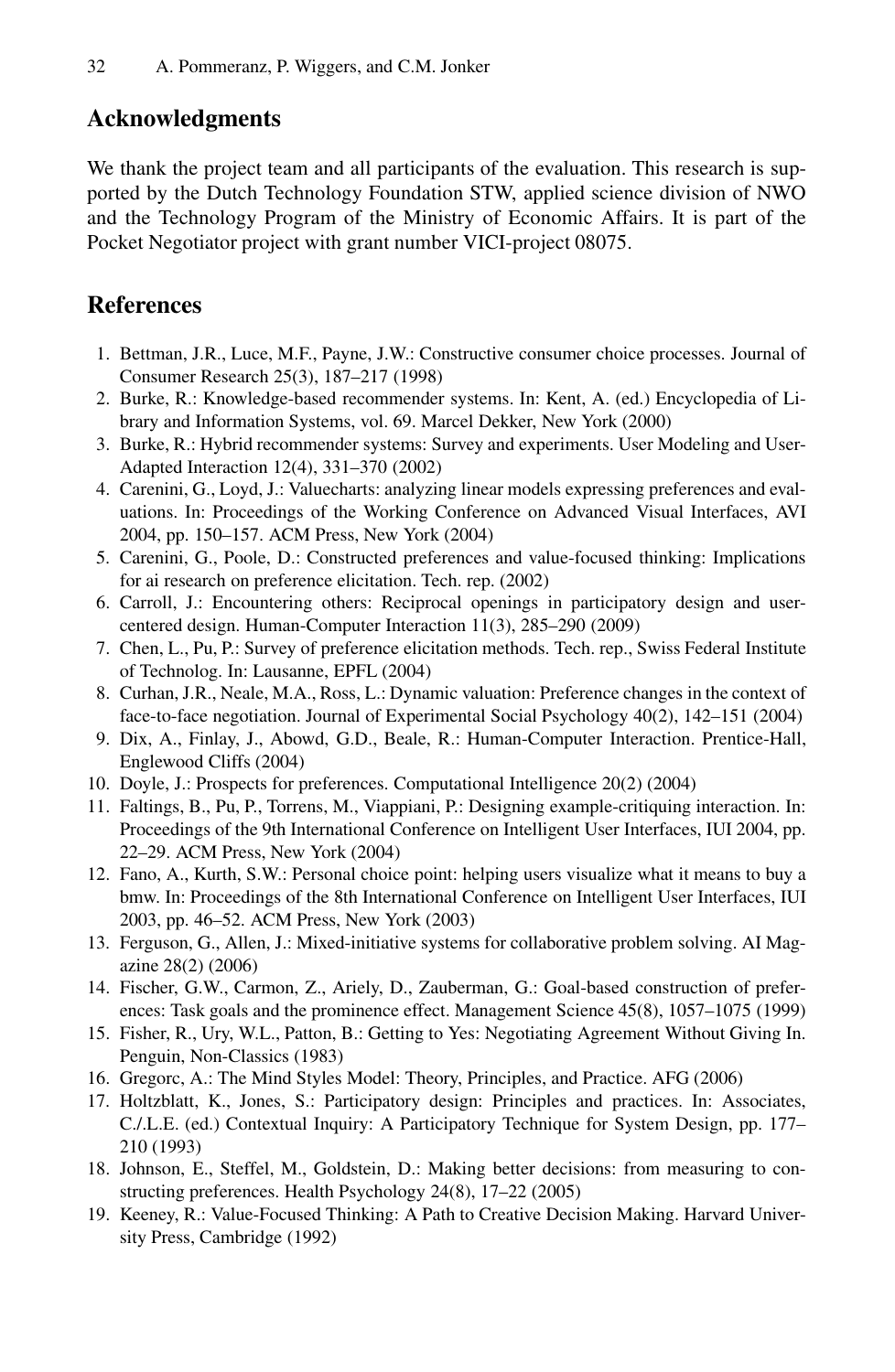## Acknowledgments

We thank the project team and all participants of the evaluation. This research is supported by the Dutch Technology Foundation STW, applied science division of NWO and the Technology Program of the Ministry of Economic Affairs. It is part of the Pocket Negotiator project with grant number VICI-project 08075.

## References

1. Bettman, J.R., Luce, M.F., Payne, J.W.: Constructive consumer choice processes. Journal of Consumer Research 25(3), 187–217 (1998)
2. Burke, R.: Knowledge-based recommender systems. In: Kent, A. (ed.) Encyclopedia of Library and Information Systems, vol. 69. Marcel Dekker, New York (2000)
3. Burke, R.: Hybrid recommender systems: Survey and experiments. User Modeling and User-Adapted Interaction 12(4), 331–370 (2002)
4. Carenini, G., Loyd, J.: Valuecharts: analyzing linear models expressing preferences and evaluations. In: Proceedings of the Working Conference on Advanced Visual Interfaces, AVI 2004, pp. 150–157. ACM Press, New York (2004)
5. Carenini, G., Poole, D.: Constructed preferences and value-focused thinking: Implications for ai research on preference elicitation. Tech. rep. (2002)
6. Carroll, J.: Encountering others: Reciprocal openings in participatory design and user-centered design. Human-Computer Interaction 11(3), 285–290 (2009)
7. Chen, L., Pu, P.: Survey of preference elicitation methods. Tech. rep., Swiss Federal Institute of Technolog. In: Lausanne, EPFL (2004)
8. Curhan, J.R., Neale, M.A., Ross, L.: Dynamic valuation: Preference changes in the context of face-to-face negotiation. Journal of Experimental Social Psychology 40(2), 142–151 (2004)
9. Dix, A., Finlay, J., Abowd, G.D., Beale, R.: Human-Computer Interaction. Prentice-Hall, Englewood Cliffs (2004)
10. Doyle, J.: Prospects for preferences. Computational Intelligence 20(2) (2004)
11. Faltings, B., Pu, P., Torrens, M., Viappiani, P.: Designing example-critiquing interaction. In: Proceedings of the 9th International Conference on Intelligent User Interfaces, IUI 2004, pp. 22–29. ACM Press, New York (2004)
12. Fano, A., Kurth, S.W.: Personal choice point: helping users visualize what it means to buy a bmw. In: Proceedings of the 8th International Conference on Intelligent User Interfaces, IUI 2003, pp. 46–52. ACM Press, New York (2003)
13. Ferguson, G., Allen, J.: Mixed-initiative systems for collaborative problem solving. AI Magazine 28(2) (2006)
14. Fischer, G.W., Carmon, Z., Ariely, D., Zauberman, G.: Goal-based construction of preferences: Task goals and the prominence effect. Management Science 45(8), 1057–1075 (1999)
15. Fisher, R., Ury, W.L., Patton, B.: Getting to Yes: Negotiating Agreement Without Giving In. Penguin, Non-Classics (1983)
16. Gregorc, A.: The Mind Styles Model: Theory, Principles, and Practice. AFG (2006)
17. Holtzblatt, K., Jones, S.: Participatory design: Principles and practices. In: Associates, C./L.E. (ed.) Contextual Inquiry: A Participatory Technique for System Design, pp. 177–210 (1993)
18. Johnson, E., Steffel, M., Goldstein, D.: Making better decisions: from measuring to constructing preferences. Health Psychology 24(8), 17–22 (2005)
19. Keeney, R.: Value-Focused Thinking: A Path to Creative Decision Making. Harvard University Press, Cambridge (1992)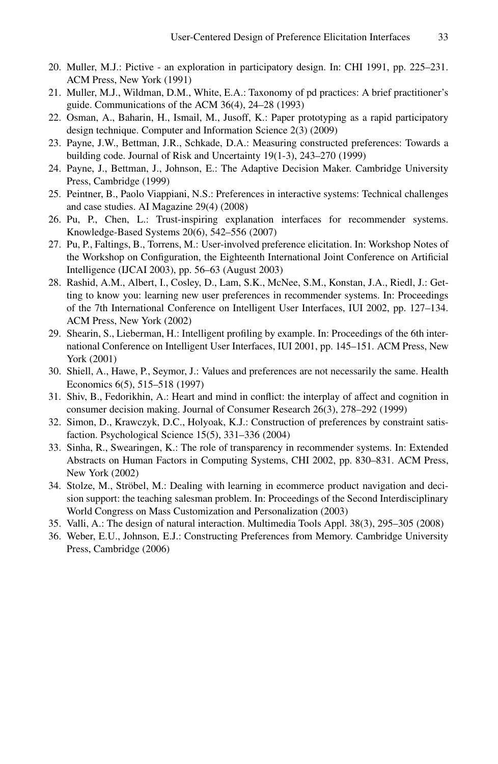20. Muller, M.J.: Pictive - an exploration in participatory design. In: CHI 1991, pp. 225–231. ACM Press, New York (1991)
21. Muller, M.J., Wildman, D.M., White, E.A.: Taxonomy of pd practices: A brief practitioner's guide. Communications of the ACM 36(4), 24–28 (1993)
22. Osman, A., Baharin, H., Ismail, M., Jusoff, K.: Paper prototyping as a rapid participatory design technique. Computer and Information Science 2(3) (2009)
23. Payne, J.W., Bettman, J.R., Schkade, D.A.: Measuring constructed preferences: Towards a building code. Journal of Risk and Uncertainty 19(1-3), 243–270 (1999)
24. Payne, J., Bettman, J., Johnson, E.: The Adaptive Decision Maker. Cambridge University Press, Cambridge (1999)
25. Peintner, B., Paolo Viappiani, N.S.: Preferences in interactive systems: Technical challenges and case studies. AI Magazine 29(4) (2008)
26. Pu, P., Chen, L.: Trust-inspiring explanation interfaces for recommender systems. Knowledge-Based Systems 20(6), 542–556 (2007)
27. Pu, P., Faltings, B., Torrens, M.: User-involved preference elicitation. In: Workshop Notes of the Workshop on Configuration, the Eighteenth International Joint Conference on Artificial Intelligence (IJCAI 2003), pp. 56–63 (August 2003)
28. Rashid, A.M., Albert, I., Cosley, D., Lam, S.K., McNee, S.M., Konstan, J.A., Riedl, J.: Getting to know you: learning new user preferences in recommender systems. In: Proceedings of the 7th International Conference on Intelligent User Interfaces, IUI 2002, pp. 127–134. ACM Press, New York (2002)
29. Shearin, S., Lieberman, H.: Intelligent profiling by example. In: Proceedings of the 6th international Conference on Intelligent User Interfaces, IUI 2001, pp. 145–151. ACM Press, New York (2001)
30. Shiell, A., Hawe, P., Seymor, J.: Values and preferences are not necessarily the same. Health Economics 6(5), 515–518 (1997)
31. Shiv, B., Fedorikhin, A.: Heart and mind in conflict: the interplay of affect and cognition in consumer decision making. Journal of Consumer Research 26(3), 278–292 (1999)
32. Simon, D., Krawczyk, D.C., Holyoak, K.J.: Construction of preferences by constraint satisfaction. Psychological Science 15(5), 331–336 (2004)
33. Sinha, R., Swearingen, K.: The role of transparency in recommender systems. In: Extended Abstracts on Human Factors in Computing Systems, CHI 2002, pp. 830–831. ACM Press, New York (2002)
34. Stolze, M., Ströbel, M.: Dealing with learning in ecommerce product navigation and decision support: the teaching salesman problem. In: Proceedings of the Second Interdisciplinary World Congress on Mass Customization and Personalization (2003)
35. Valli, A.: The design of natural interaction. Multimedia Tools Appl. 38(3), 295–305 (2008)
36. Weber, E.U., Johnson, E.J.: Constructing Preferences from Memory. Cambridge University Press, Cambridge (2006)